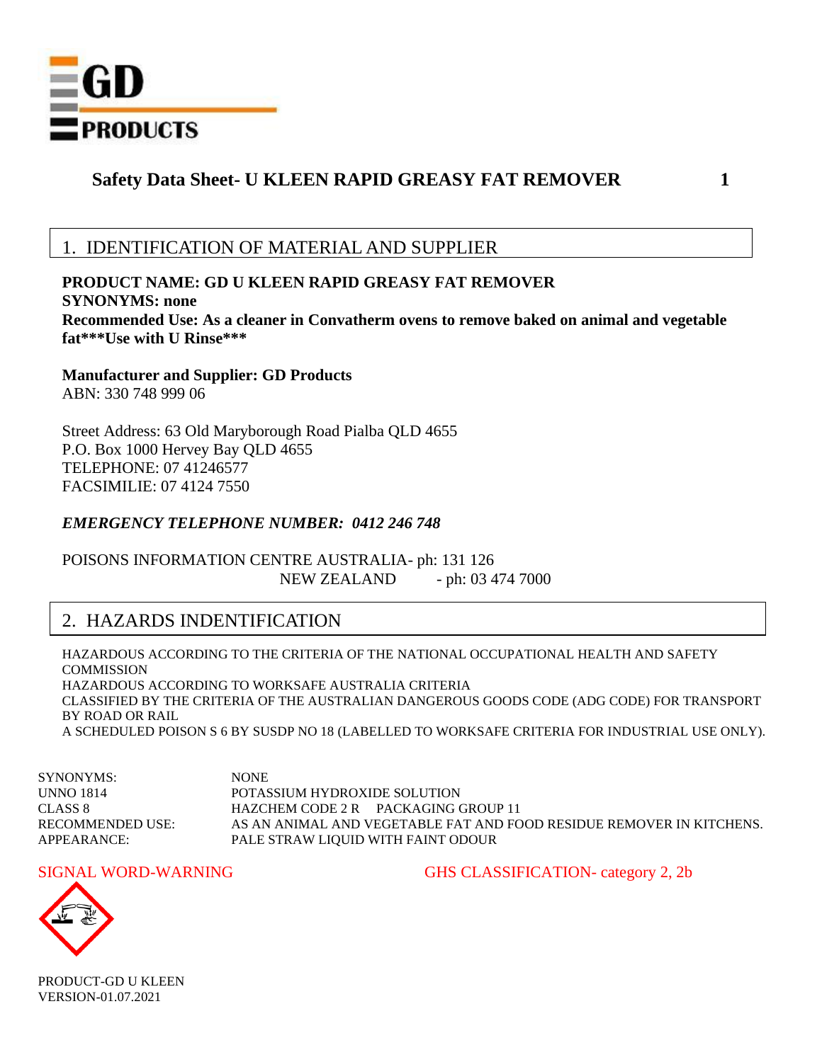# Safety Data Sheet- U KLEEN RAPID GREASY FAT REMOVER

## 1. IDENTIFICATION OF MATERIAL AND SUPPLIER

**PRODUCT NAME: GD U KLEEN RAPID GREASY FAT REMOVER**
**SYNONYMS: none**
**Recommended Use: As a cleaner in Convatherm ovens to remove baked on animal and vegetable fat***Use with U Rinse*****

**Manufacturer and Supplier: GD Products**
ABN: 330 748 999 06

Street Address: 63 Old Maryborough Road Pialba QLD 4655
P.O. Box 1000 Hervey Bay QLD 4655
TELEPHONE: 07 41246577
FACSIMILIE: 07 4124 7550

***EMERGENCY TELEPHONE NUMBER: 0412 246 748***

POISONS INFORMATION CENTRE AUSTRALIA- ph: 131 126
NEW ZEALAND - ph: 03 474 7000

## 2. HAZARDS INDENTIFICATION

HAZARDOUS ACCORDING TO THE CRITERIA OF THE NATIONAL OCCUPATIONAL HEALTH AND SAFETY COMMISSION
HAZARDOUS ACCORDING TO WORKSAFE AUSTRALIA CRITERIA
CLASSIFIED BY THE CRITERIA OF THE AUSTRALIAN DANGEROUS GOODS CODE (ADG CODE) FOR TRANSPORT BY ROAD OR RAIL
A SCHEDULED POISON S 6 BY SUSDP NO 18 (LABELLED TO WORKSAFE CRITERIA FOR INDUSTRIAL USE ONLY).

| | |
|---|---|
| SYNONYMS: | NONE |
| UNNO 1814 | POTASSIUM HYDROXIDE SOLUTION |
| CLASS 8 | HAZCHEM CODE 2 R PACKAGING GROUP 11 |
| RECOMMENDED USE: | AS AN ANIMAL AND VEGETABLE FAT AND FOOD RESIDUE REMOVER IN KITCHENS. |
| APPEARANCE: | PALE STRAW LIQUID WITH FAINT ODOUR |

SIGNAL WORD-WARNING

GHS CLASSIFICATION- category 2, 2b

PRODUCT-GD U KLEEN
VERSION-01.07.2021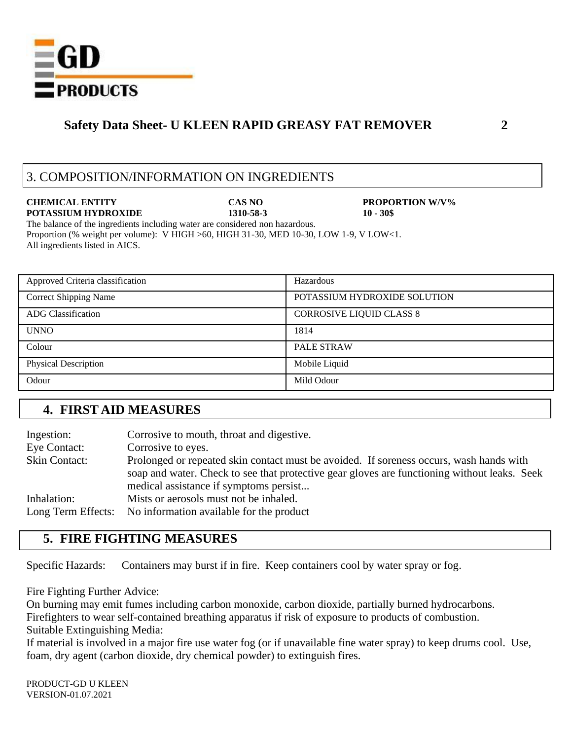# Safety Data Sheet- U KLEEN RAPID GREASY FAT REMOVER

## 3. COMPOSITION/INFORMATION ON INGREDIENTS

| CHEMICAL ENTITY | CAS NO | PROPORTION W/V% |
|---|---|---|
| POTASSIUM HYDROXIDE | 1310-58-3 | 10 - 30$ |

The balance of the ingredients including water are considered non hazardous.
Proportion (% weight per volume): V HIGH >60, HIGH 31-30, MED 10-30, LOW 1-9, V LOW<1.
All ingredients listed in AICS.

| Approved Criteria classification | Hazardous |
|---|---|
| Correct Shipping Name | POTASSIUM HYDROXIDE SOLUTION |
| ADG Classification | CORROSIVE LIQUID CLASS 8 |
| UNNO | 1814 |
| Colour | PALE STRAW |
| Physical Description | Mobile Liquid |
| Odour | Mild Odour |

## 4. FIRST AID MEASURES

Ingestion: Corrosive to mouth, throat and digestive.

Eye Contact: Corrosive to eyes.

Skin Contact: Prolonged or repeated skin contact must be avoided. If soreness occurs, wash hands with soap and water. Check to see that protective gear gloves are functioning without leaks. Seek medical assistance if symptoms persist...

Inhalation: Mists or aerosols must not be inhaled.

Long Term Effects: No information available for the product

## 5. FIRE FIGHTING MEASURES

Specific Hazards: Containers may burst if in fire. Keep containers cool by water spray or fog.

Fire Fighting Further Advice:
On burning may emit fumes including carbon monoxide, carbon dioxide, partially burned hydrocarbons.
Firefighters to wear self-contained breathing apparatus if risk of exposure to products of combustion.
Suitable Extinguishing Media:
If material is involved in a major fire use water fog (or if unavailable fine water spray) to keep drums cool. Use, foam, dry agent (carbon dioxide, dry chemical powder) to extinguish fires.

PRODUCT-GD U KLEEN
VERSION-01.07.2021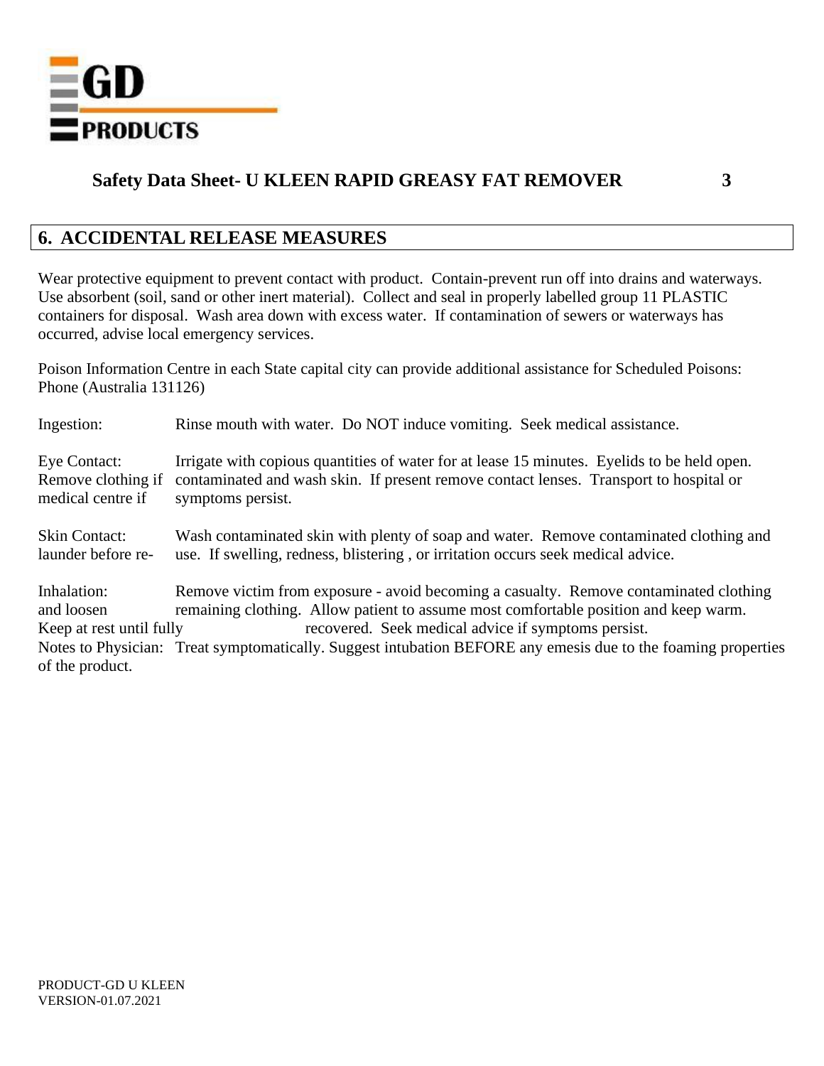## Safety Data Sheet- U KLEEN RAPID GREASY FAT REMOVER

## 6. ACCIDENTAL RELEASE MEASURES

Wear protective equipment to prevent contact with product. Contain-prevent run off into drains and waterways. Use absorbent (soil, sand or other inert material). Collect and seal in properly labelled group 11 PLASTIC containers for disposal. Wash area down with excess water. If contamination of sewers or waterways has occurred, advise local emergency services.

Poison Information Centre in each State capital city can provide additional assistance for Scheduled Poisons: Phone (Australia 131126)

Ingestion: Rinse mouth with water. Do NOT induce vomiting. Seek medical assistance.

Eye Contact: Irrigate with copious quantities of water for at lease 15 minutes. Eyelids to be held open. Remove clothing if contaminated and wash skin. If present remove contact lenses. Transport to hospital or medical centre if symptoms persist.

Skin Contact: Wash contaminated skin with plenty of soap and water. Remove contaminated clothing and launder before re-use. If swelling, redness, blistering , or irritation occurs seek medical advice.

Inhalation: Remove victim from exposure - avoid becoming a casualty. Remove contaminated clothing and loosen remaining clothing. Allow patient to assume most comfortable position and keep warm. Keep at rest until fully recovered. Seek medical advice if symptoms persist.

Notes to Physician: Treat symptomatically. Suggest intubation BEFORE any emesis due to the foaming properties of the product.

PRODUCT-GD U KLEEN
VERSION-01.07.2021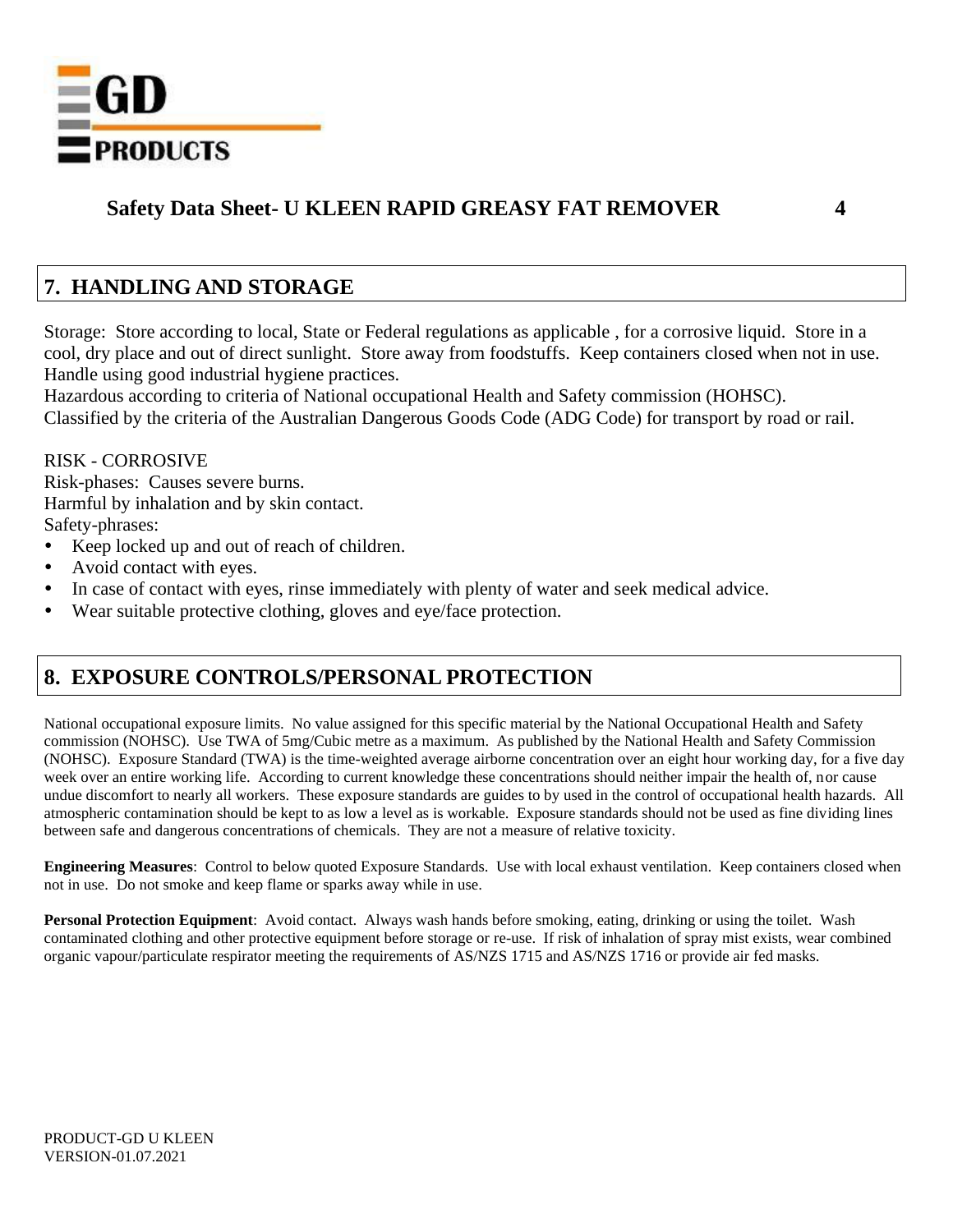## 7. HANDLING AND STORAGE

Storage: Store according to local, State or Federal regulations as applicable , for a corrosive liquid. Store in a cool, dry place and out of direct sunlight. Store away from foodstuffs. Keep containers closed when not in use. Handle using good industrial hygiene practices.
Hazardous according to criteria of National occupational Health and Safety commission (HOHSC).
Classified by the criteria of the Australian Dangerous Goods Code (ADG Code) for transport by road or rail.

RISK - CORROSIVE
Risk-phases: Causes severe burns.
Harmful by inhalation and by skin contact.
Safety-phrases:

- Keep locked up and out of reach of children.
- Avoid contact with eyes.
- In case of contact with eyes, rinse immediately with plenty of water and seek medical advice.
- Wear suitable protective clothing, gloves and eye/face protection.

## 8. EXPOSURE CONTROLS/PERSONAL PROTECTION

National occupational exposure limits. No value assigned for this specific material by the National Occupational Health and Safety commission (NOHSC). Use TWA of 5mg/Cubic metre as a maximum. As published by the National Health and Safety Commission (NOHSC). Exposure Standard (TWA) is the time-weighted average airborne concentration over an eight hour working day, for a five day week over an entire working life. According to current knowledge these concentrations should neither impair the health of, nor cause undue discomfort to nearly all workers. These exposure standards are guides to by used in the control of occupational health hazards. All atmospheric contamination should be kept to as low a level as is workable. Exposure standards should not be used as fine dividing lines between safe and dangerous concentrations of chemicals. They are not a measure of relative toxicity.

**Engineering Measures**: Control to below quoted Exposure Standards. Use with local exhaust ventilation. Keep containers closed when not in use. Do not smoke and keep flame or sparks away while in use.

**Personal Protection Equipment**: Avoid contact. Always wash hands before smoking, eating, drinking or using the toilet. Wash contaminated clothing and other protective equipment before storage or re-use. If risk of inhalation of spray mist exists, wear combined organic vapour/particulate respirator meeting the requirements of AS/NZS 1715 and AS/NZS 1716 or provide air fed masks.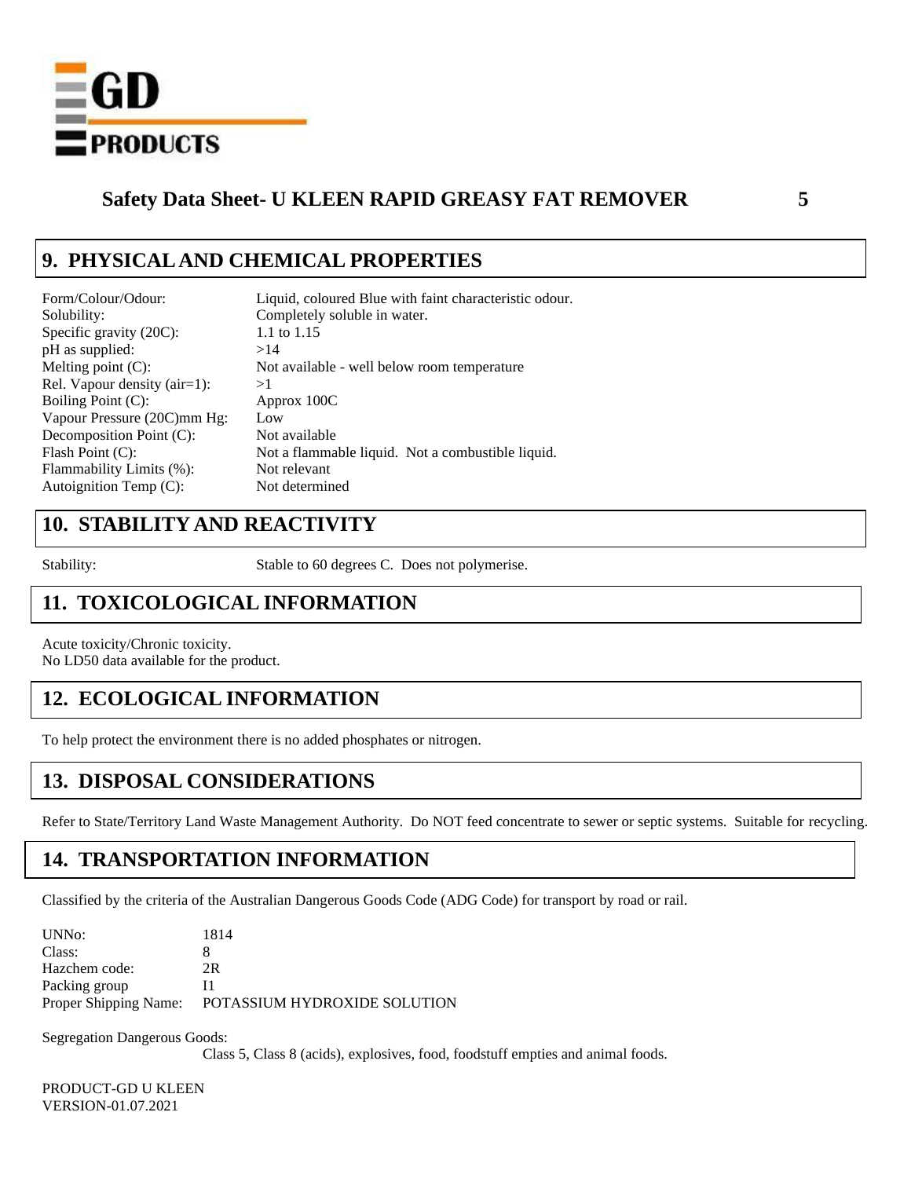# Safety Data Sheet- U KLEEN RAPID GREASY FAT REMOVER

## 9. PHYSICAL AND CHEMICAL PROPERTIES

| | |
|---|---|
| Form/Colour/Odour: | Liquid, coloured Blue with faint characteristic odour. |
| Solubility: | Completely soluble in water. |
| Specific gravity (20C): | 1.1 to 1.15 |
| pH as supplied: | >14 |
| Melting point (C): | Not available - well below room temperature |
| Rel. Vapour density (air=1): | >1 |
| Boiling Point (C): | Approx 100C |
| Vapour Pressure (20C)mm Hg: | Low |
| Decomposition Point (C): | Not available |
| Flash Point (C): | Not a flammable liquid. Not a combustible liquid. |
| Flammability Limits (%): | Not relevant |
| Autoignition Temp (C): | Not determined |

## 10. STABILITY AND REACTIVITY

Stability: Stable to 60 degrees C. Does not polymerise.

## 11. TOXICOLOGICAL INFORMATION

Acute toxicity/Chronic toxicity.
No LD50 data available for the product.

## 12. ECOLOGICAL INFORMATION

To help protect the environment there is no added phosphates or nitrogen.

## 13. DISPOSAL CONSIDERATIONS

Refer to State/Territory Land Waste Management Authority. Do NOT feed concentrate to sewer or septic systems. Suitable for recycling.

## 14. TRANSPORTATION INFORMATION

Classified by the criteria of the Australian Dangerous Goods Code (ADG Code) for transport by road or rail.

| | |
|---|---|
| UNNo: | 1814 |
| Class: | 8 |
| Hazchem code: | 2R |
| Packing group | I1 |
| Proper Shipping Name: | POTASSIUM HYDROXIDE SOLUTION |

Segregation Dangerous Goods:
Class 5, Class 8 (acids), explosives, food, foodstuff empties and animal foods.

PRODUCT-GD U KLEEN
VERSION-01.07.2021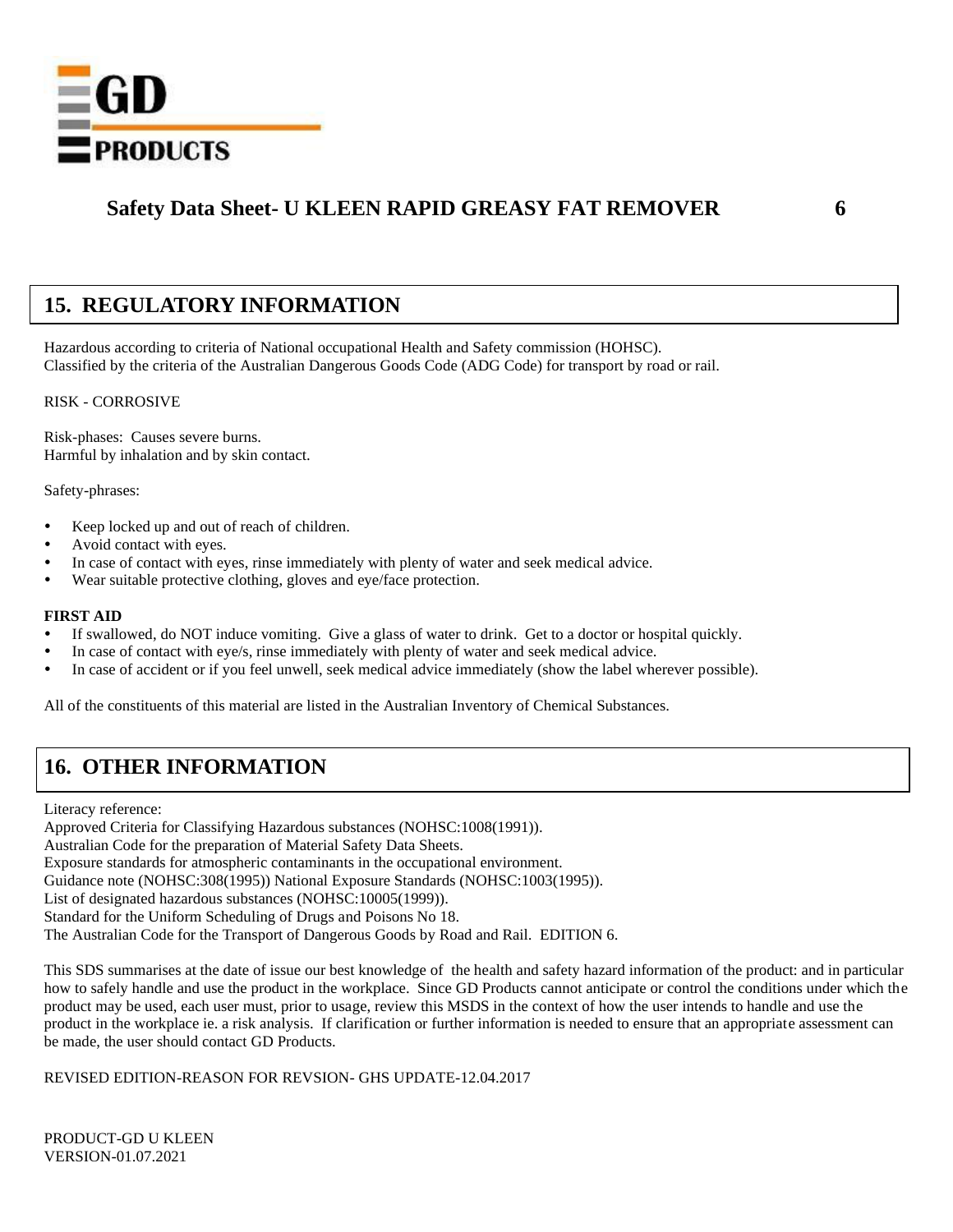## 15. REGULATORY INFORMATION

Hazardous according to criteria of National occupational Health and Safety commission (HOHSC).
Classified by the criteria of the Australian Dangerous Goods Code (ADG Code) for transport by road or rail.

RISK - CORROSIVE

Risk-phases: Causes severe burns.
Harmful by inhalation and by skin contact.

Safety-phrases:

- Keep locked up and out of reach of children.
- Avoid contact with eyes.
- In case of contact with eyes, rinse immediately with plenty of water and seek medical advice.
- Wear suitable protective clothing, gloves and eye/face protection.

**FIRST AID**

- If swallowed, do NOT induce vomiting. Give a glass of water to drink. Get to a doctor or hospital quickly.
- In case of contact with eye/s, rinse immediately with plenty of water and seek medical advice.
- In case of accident or if you feel unwell, seek medical advice immediately (show the label wherever possible).

All of the constituents of this material are listed in the Australian Inventory of Chemical Substances.

## 16. OTHER INFORMATION

Literacy reference:
Approved Criteria for Classifying Hazardous substances (NOHSC:1008(1991)).
Australian Code for the preparation of Material Safety Data Sheets.
Exposure standards for atmospheric contaminants in the occupational environment.
Guidance note (NOHSC:308(1995)) National Exposure Standards (NOHSC:1003(1995)).
List of designated hazardous substances (NOHSC:10005(1999)).
Standard for the Uniform Scheduling of Drugs and Poisons No 18.
The Australian Code for the Transport of Dangerous Goods by Road and Rail. EDITION 6.

This SDS summarises at the date of issue our best knowledge of the health and safety hazard information of the product: and in particular how to safely handle and use the product in the workplace. Since GD Products cannot anticipate or control the conditions under which the product may be used, each user must, prior to usage, review this MSDS in the context of how the user intends to handle and use the product in the workplace ie. a risk analysis. If clarification or further information is needed to ensure that an appropriate assessment can be made, the user should contact GD Products.

REVISED EDITION-REASON FOR REVSION- GHS UPDATE-12.04.2017

PRODUCT-GD U KLEEN
VERSION-01.07.2021